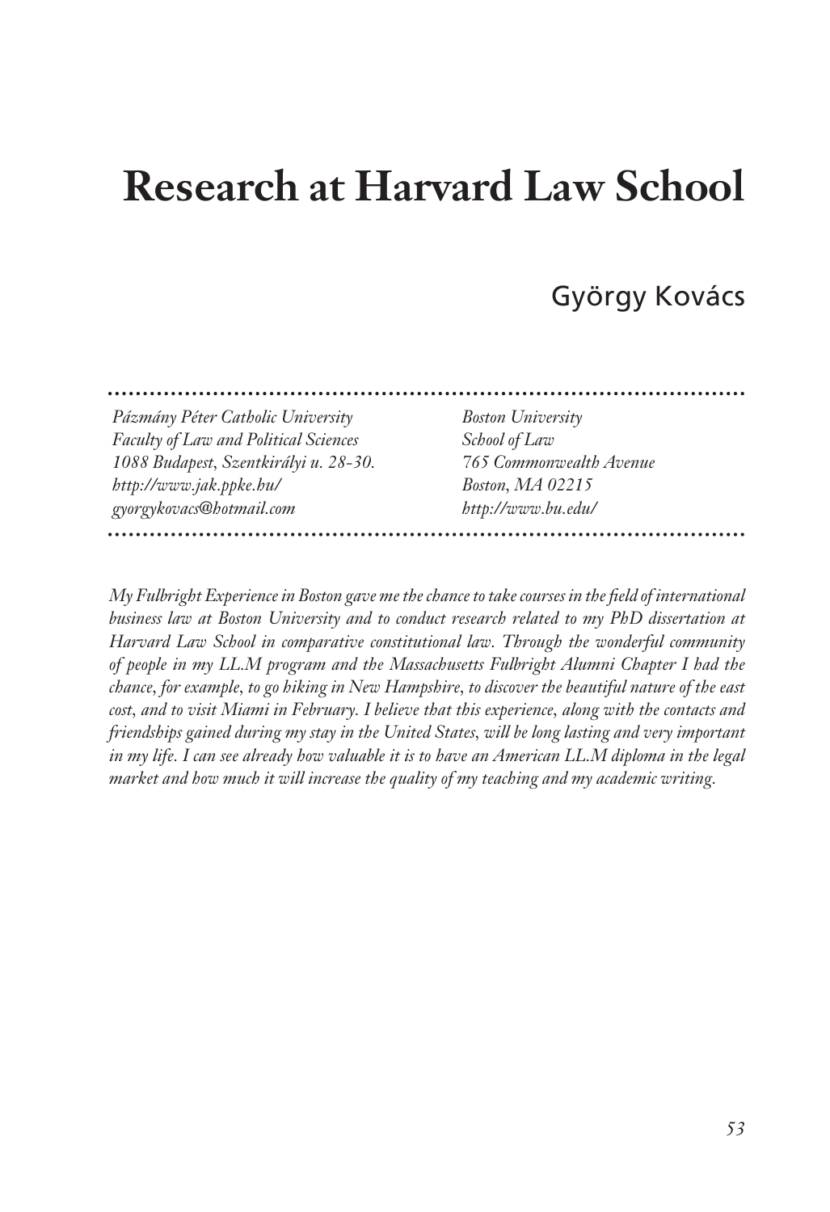# Research at Harvard Law School

György Kovács

---

*Pázmány Péter Catholic University*
*Faculty of Law and Political Sciences*
*1088 Budapest, Szentkirályi u. 28-30.*
*http://www.jak.ppke.hu/*
*gyorgykovacs@hotmail.com*

*Boston University*
*School of Law*
*765 Commonwealth Avenue*
*Boston, MA 02215*
*http://www.bu.edu/*

---

*My Fulbright Experience in Boston gave me the chance to take courses in the field of international business law at Boston University and to conduct research related to my PhD dissertation at Harvard Law School in comparative constitutional law. Through the wonderful community of people in my LL.M program and the Massachusetts Fulbright Alumni Chapter I had the chance, for example, to go hiking in New Hampshire, to discover the beautiful nature of the east cost, and to visit Miami in February. I believe that this experience, along with the contacts and friendships gained during my stay in the United States, will be long lasting and very important in my life. I can see already how valuable it is to have an American LL.M diploma in the legal market and how much it will increase the quality of my teaching and my academic writing.*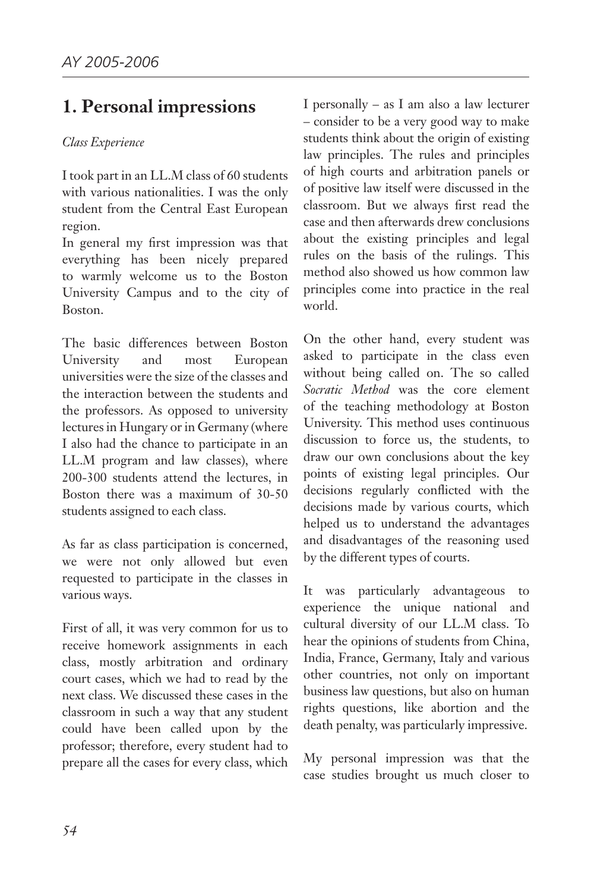## 1. Personal impressions

*Class Experience*

I took part in an LL.M class of 60 students with various nationalities. I was the only student from the Central East European region.

In general my first impression was that everything has been nicely prepared to warmly welcome us to the Boston University Campus and to the city of Boston.

The basic differences between Boston University and most European universities were the size of the classes and the interaction between the students and the professors. As opposed to university lectures in Hungary or in Germany (where I also had the chance to participate in an LL.M program and law classes), where 200-300 students attend the lectures, in Boston there was a maximum of 30-50 students assigned to each class.

As far as class participation is concerned, we were not only allowed but even requested to participate in the classes in various ways.

First of all, it was very common for us to receive homework assignments in each class, mostly arbitration and ordinary court cases, which we had to read by the next class. We discussed these cases in the classroom in such a way that any student could have been called upon by the professor; therefore, every student had to prepare all the cases for every class, which I personally – as I am also a law lecturer – consider to be a very good way to make students think about the origin of existing law principles. The rules and principles of high courts and arbitration panels or of positive law itself were discussed in the classroom. But we always first read the case and then afterwards drew conclusions about the existing principles and legal rules on the basis of the rulings. This method also showed us how common law principles come into practice in the real world.

On the other hand, every student was asked to participate in the class even without being called on. The so called *Socratic Method* was the core element of the teaching methodology at Boston University. This method uses continuous discussion to force us, the students, to draw our own conclusions about the key points of existing legal principles. Our decisions regularly conflicted with the decisions made by various courts, which helped us to understand the advantages and disadvantages of the reasoning used by the different types of courts.

It was particularly advantageous to experience the unique national and cultural diversity of our LL.M class. To hear the opinions of students from China, India, France, Germany, Italy and various other countries, not only on important business law questions, but also on human rights questions, like abortion and the death penalty, was particularly impressive.

My personal impression was that the case studies brought us much closer to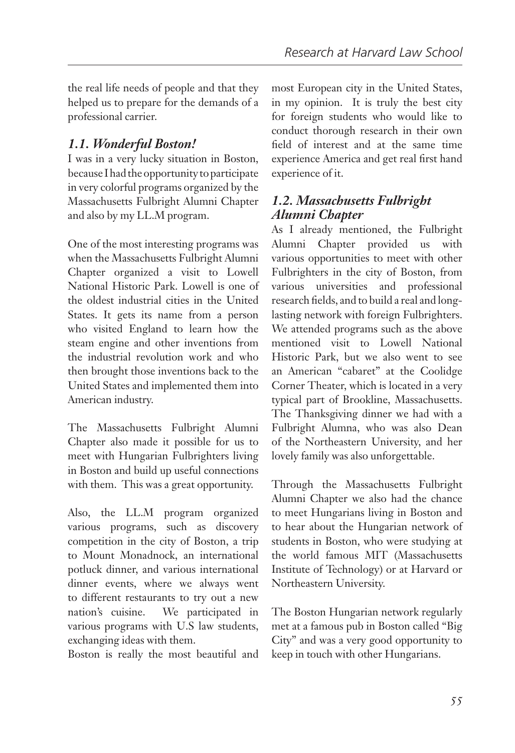the real life needs of people and that they helped us to prepare for the demands of a professional carrier.

### *1.1. Wonderful Boston!*

I was in a very lucky situation in Boston, because I had the opportunity to participate in very colorful programs organized by the Massachusetts Fulbright Alumni Chapter and also by my LL.M program.

One of the most interesting programs was when the Massachusetts Fulbright Alumni Chapter organized a visit to Lowell National Historic Park. Lowell is one of the oldest industrial cities in the United States. It gets its name from a person who visited England to learn how the steam engine and other inventions from the industrial revolution work and who then brought those inventions back to the United States and implemented them into American industry.

The Massachusetts Fulbright Alumni Chapter also made it possible for us to meet with Hungarian Fulbrighters living in Boston and build up useful connections with them. This was a great opportunity.

Also, the LL.M program organized various programs, such as discovery competition in the city of Boston, a trip to Mount Monadnock, an international potluck dinner, and various international dinner events, where we always went to different restaurants to try out a new nation's cuisine. We participated in various programs with U.S law students, exchanging ideas with them.

Boston is really the most beautiful and most European city in the United States, in my opinion. It is truly the best city for foreign students who would like to conduct thorough research in their own field of interest and at the same time experience America and get real first hand experience of it.

### *1.2. Massachusetts Fulbright Alumni Chapter*

As I already mentioned, the Fulbright Alumni Chapter provided us with various opportunities to meet with other Fulbrighters in the city of Boston, from various universities and professional research fields, and to build a real and long-lasting network with foreign Fulbrighters. We attended programs such as the above mentioned visit to Lowell National Historic Park, but we also went to see an American "cabaret" at the Coolidge Corner Theater, which is located in a very typical part of Brookline, Massachusetts. The Thanksgiving dinner we had with a Fulbright Alumna, who was also Dean of the Northeastern University, and her lovely family was also unforgettable.

Through the Massachusetts Fulbright Alumni Chapter we also had the chance to meet Hungarians living in Boston and to hear about the Hungarian network of students in Boston, who were studying at the world famous MIT (Massachusetts Institute of Technology) or at Harvard or Northeastern University.

The Boston Hungarian network regularly met at a famous pub in Boston called "Big City" and was a very good opportunity to keep in touch with other Hungarians.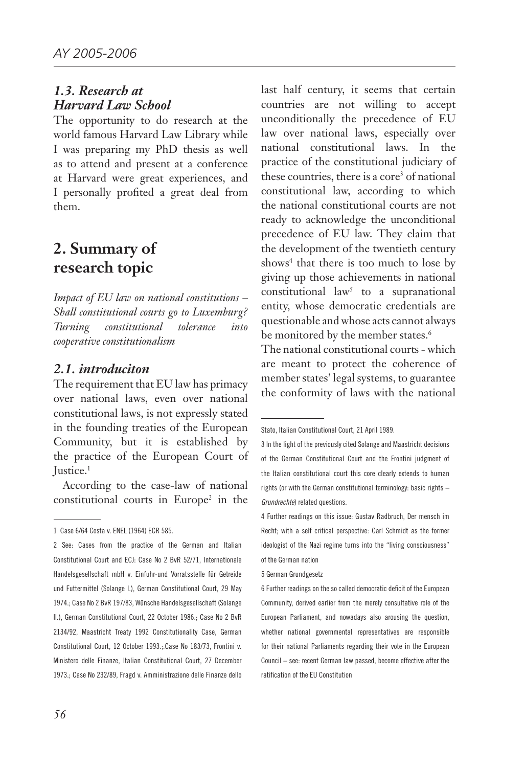### *1.3. Research at Harvard Law School*

The opportunity to do research at the world famous Harvard Law Library while I was preparing my PhD thesis as well as to attend and present at a conference at Harvard were great experiences, and I personally profited a great deal from them.

## 2. Summary of research topic

*Impact of EU law on national constitutions – Shall constitutional courts go to Luxemburg? Turning constitutional tolerance into cooperative constitutionalism*

### *2.1. introduciton*

The requirement that EU law has primacy over national laws, even over national constitutional laws, is not expressly stated in the founding treaties of the European Community, but it is established by the practice of the European Court of Justice.[1]

According to the case-law of national constitutional courts in Europe[2] in the last half century, it seems that certain countries are not willing to accept unconditionally the precedence of EU law over national laws, especially over national constitutional laws. In the practice of the constitutional judiciary of these countries, there is a core[3] of national constitutional law, according to which the national constitutional courts are not ready to acknowledge the unconditional precedence of EU law. They claim that the development of the twentieth century shows[4] that there is too much to lose by giving up those achievements in national constitutional law[5] to a supranational entity, whose democratic credentials are questionable and whose acts cannot always be monitored by the member states.[6]

The national constitutional courts - which are meant to protect the coherence of member states' legal systems, to guarantee the conformity of laws with the national

---

1 Case 6/64 Costa v. ENEL (1964) ECR 585.

2 See: Cases from the practice of the German and Italian Constitutional Court and ECJ: Case No 2 BvR 52/71, Internationale Handelsgesellschaft mbH v. Einfuhr-und Vorratsstelle für Getreide und Futtermittel (Solange I.), German Constitutional Court, 29 May 1974.; Case No 2 BvR 197/83, Wünsche Handelsgesellschaft (Solange II.), German Constitutional Court, 22 October 1986.; Case No 2 BvR 2134/92, Maastricht Treaty 1992 Constitutionality Case, German Constitutional Court, 12 October 1993.;.Case No 183/73, Frontini v. Ministero delle Finanze, Italian Constitutional Court, 27 December 1973.; Case No 232/89, Fragd v. Amministrazione delle Finanze dello Stato, Italian Constitutional Court, 21 April 1989.

3 In the light of the previously cited Solange and Maastricht decisions of the German Constitutional Court and the Frontini judgment of the Italian constitutional court this core clearly extends to human rights (or with the German constitutional terminology: basic rights – *Grundrechte*) related questions.

4 Further readings on this issue: Gustav Radbruch, Der mensch im Recht; with a self critical perspective: Carl Schmidt as the former ideologist of the Nazi regime turns into the "living consciousness" of the German nation

5 German Grundgesetz

6 Further readings on the so called democratic deficit of the European Community, derived earlier from the merely consultative role of the European Parliament, and nowadays also arousing the question, whether national governmental representatives are responsible for their national Parliaments regarding their vote in the European Council – see: recent German law passed, become effective after the ratification of the EU Constitution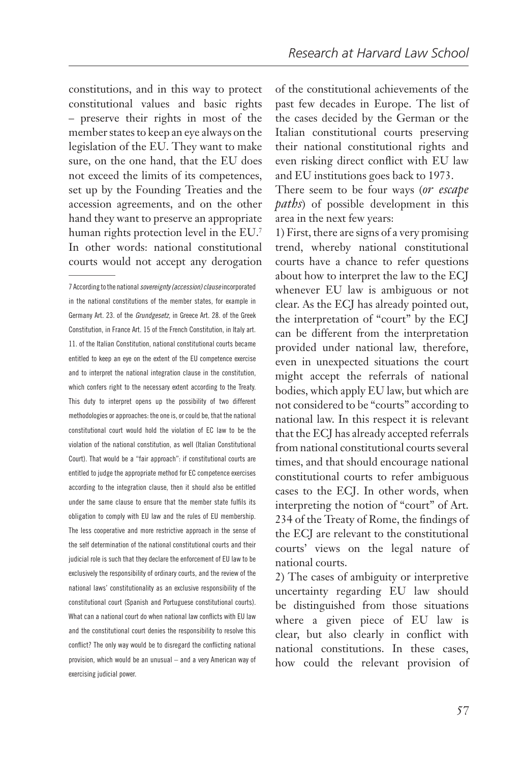constitutions, and in this way to protect constitutional values and basic rights – preserve their rights in most of the member states to keep an eye always on the legislation of the EU. They want to make sure, on the one hand, that the EU does not exceed the limits of its competences, set up by the Founding Treaties and the accession agreements, and on the other hand they want to preserve an appropriate human rights protection level in the EU.[7] In other words: national constitutional courts would not accept any derogation of the constitutional achievements of the past few decades in Europe. The list of the cases decided by the German or the Italian constitutional courts preserving their national constitutional rights and even risking direct conflict with EU law and EU institutions goes back to 1973.

There seem to be four ways (*or escape paths*) of possible development in this area in the next few years:

1) First, there are signs of a very promising trend, whereby national constitutional courts have a chance to refer questions about how to interpret the law to the ECJ whenever EU law is ambiguous or not clear. As the ECJ has already pointed out, the interpretation of "court" by the ECJ can be different from the interpretation provided under national law, therefore, even in unexpected situations the court might accept the referrals of national bodies, which apply EU law, but which are not considered to be "courts" according to national law. In this respect it is relevant that the ECJ has already accepted referrals from national constitutional courts several times, and that should encourage national constitutional courts to refer ambiguous cases to the ECJ. In other words, when interpreting the notion of "court" of Art. 234 of the Treaty of Rome, the findings of the ECJ are relevant to the constitutional courts' views on the legal nature of national courts.

2) The cases of ambiguity or interpretive uncertainty regarding EU law should be distinguished from those situations where a given piece of EU law is clear, but also clearly in conflict with national constitutions. In these cases, how could the relevant provision of

---

7 According to the national *sovereignty (accession) clause* incorporated in the national constitutions of the member states, for example in Germany Art. 23. of the *Grundgesetz*, in Greece Art. 28. of the Greek Constitution, in France Art. 15 of the French Constitution, in Italy art. 11. of the Italian Constitution, national constitutional courts became entitled to keep an eye on the extent of the EU competence exercise and to interpret the national integration clause in the constitution, which confers right to the necessary extent according to the Treaty. This duty to interpret opens up the possibility of two different methodologies or approaches: the one is, or could be, that the national constitutional court would hold the violation of EC law to be the violation of the national constitution, as well (Italian Constitutional Court). That would be a "fair approach": if constitutional courts are entitled to judge the appropriate method for EC competence exercises according to the integration clause, then it should also be entitled under the same clause to ensure that the member state fulfils its obligation to comply with EU law and the rules of EU membership. The less cooperative and more restrictive approach in the sense of the self determination of the national constitutional courts and their judicial role is such that they declare the enforcement of EU law to be exclusively the responsibility of ordinary courts, and the review of the national laws' constitutionality as an exclusive responsibility of the constitutional court (Spanish and Portuguese constitutional courts). What can a national court do when national law conflicts with EU law and the constitutional court denies the responsibility to resolve this conflict? The only way would be to disregard the conflicting national provision, which would be an unusual – and a very American way of exercising judicial power.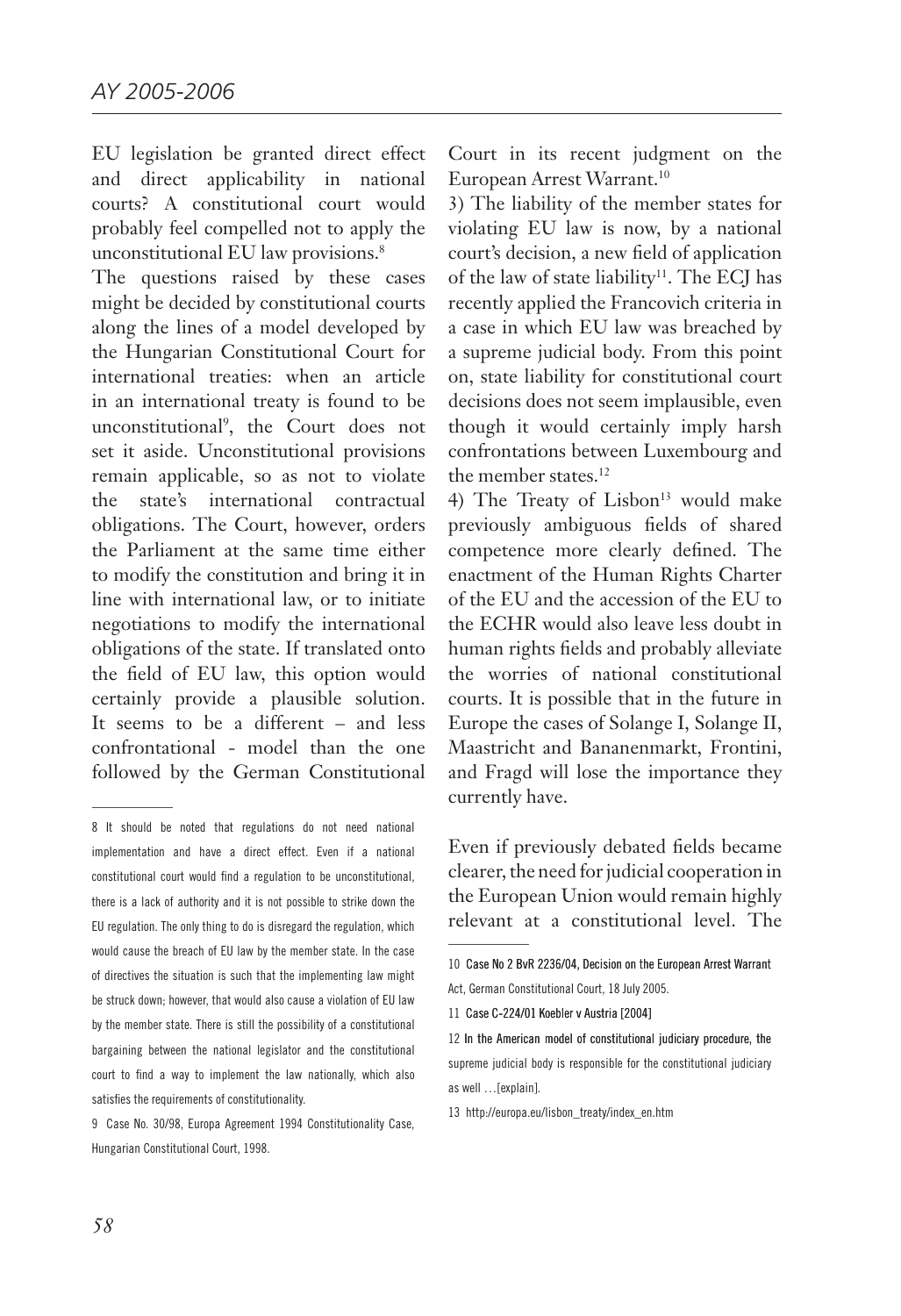EU legislation be granted direct effect and direct applicability in national courts? A constitutional court would probably feel compelled not to apply the unconstitutional EU law provisions.[8]

The questions raised by these cases might be decided by constitutional courts along the lines of a model developed by the Hungarian Constitutional Court for international treaties: when an article in an international treaty is found to be unconstitutional[9], the Court does not set it aside. Unconstitutional provisions remain applicable, so as not to violate the state's international contractual obligations. The Court, however, orders the Parliament at the same time either to modify the constitution and bring it in line with international law, or to initiate negotiations to modify the international obligations of the state. If translated onto the field of EU law, this option would certainly provide a plausible solution. It seems to be a different – and less confrontational - model than the one followed by the German Constitutional Court in its recent judgment on the European Arrest Warrant.[10]

3) The liability of the member states for violating EU law is now, by a national court's decision, a new field of application of the law of state liability[11]. The ECJ has recently applied the Francovich criteria in a case in which EU law was breached by a supreme judicial body. From this point on, state liability for constitutional court decisions does not seem implausible, even though it would certainly imply harsh confrontations between Luxembourg and the member states.[12]

4) The Treaty of Lisbon[13] would make previously ambiguous fields of shared competence more clearly defined. The enactment of the Human Rights Charter of the EU and the accession of the EU to the ECHR would also leave less doubt in human rights fields and probably alleviate the worries of national constitutional courts. It is possible that in the future in Europe the cases of Solange I, Solange II, Maastricht and Bananenmarkt, Frontini, and Fragd will lose the importance they currently have.

Even if previously debated fields became clearer, the need for judicial cooperation in the European Union would remain highly relevant at a constitutional level. The

---

8 It should be noted that regulations do not need national implementation and have a direct effect. Even if a national constitutional court would find a regulation to be unconstitutional, there is a lack of authority and it is not possible to strike down the EU regulation. The only thing to do is disregard the regulation, which would cause the breach of EU law by the member state. In the case of directives the situation is such that the implementing law might be struck down; however, that would also cause a violation of EU law by the member state. There is still the possibility of a constitutional bargaining between the national legislator and the constitutional court to find a way to implement the law nationally, which also satisfies the requirements of constitutionality.

9 Case No. 30/98, Europa Agreement 1994 Constitutionality Case, Hungarian Constitutional Court, 1998.

10 Case No 2 BvR 2236/04, Decision on the European Arrest Warrant Act, German Constitutional Court, 18 July 2005.

11 Case C-224/01 Koebler v Austria [2004]

12 In the American model of constitutional judiciary procedure, the supreme judicial body is responsible for the constitutional judiciary as well …[explain].

13 http://europa.eu/lisbon_treaty/index_en.htm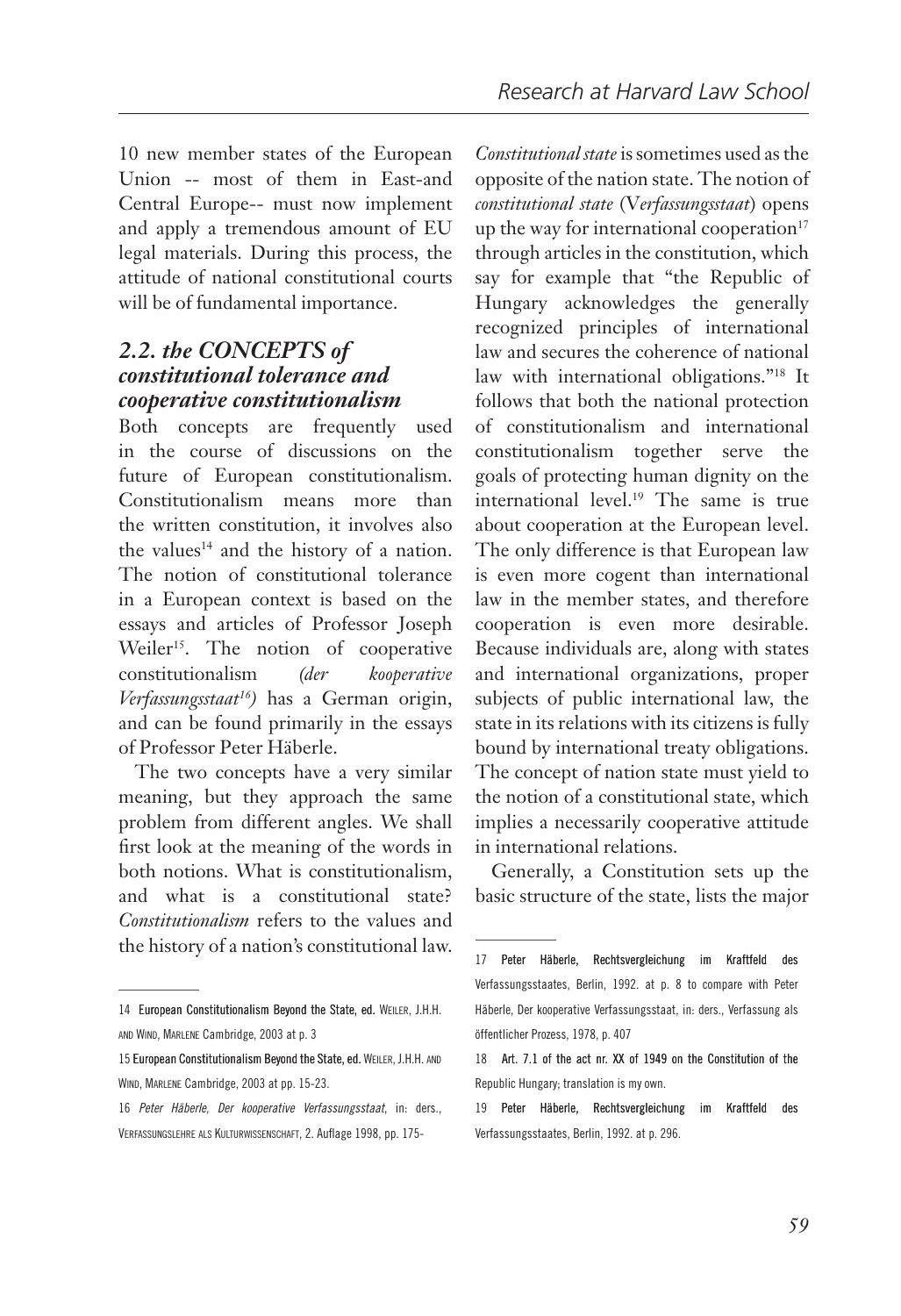10 new member states of the European Union -- most of them in East-and Central Europe-- must now implement and apply a tremendous amount of EU legal materials. During this process, the attitude of national constitutional courts will be of fundamental importance.

### *2.2. the CONCEPTS of constitutional tolerance and cooperative constitutionalism*

Both concepts are frequently used in the course of discussions on the future of European constitutionalism. Constitutionalism means more than the written constitution, it involves also the values[14] and the history of a nation. The notion of constitutional tolerance in a European context is based on the essays and articles of Professor Joseph Weiler[15]. The notion of cooperative constitutionalism *(der kooperative Verfassungsstaat[16])* has a German origin, and can be found primarily in the essays of Professor Peter Häberle.

The two concepts have a very similar meaning, but they approach the same problem from different angles. We shall first look at the meaning of the words in both notions. What is constitutionalism, and what is a constitutional state? *Constitutionalism* refers to the values and the history of a nation's constitutional law. *Constitutional state* is sometimes used as the opposite of the nation state. The notion of *constitutional state* (*Verfassungsstaat*) opens up the way for international cooperation[17] through articles in the constitution, which say for example that "the Republic of Hungary acknowledges the generally recognized principles of international law and secures the coherence of national law with international obligations."[18] It follows that both the national protection of constitutionalism and international constitutionalism together serve the goals of protecting human dignity on the international level.[19] The same is true about cooperation at the European level. The only difference is that European law is even more cogent than international law in the member states, and therefore cooperation is even more desirable. Because individuals are, along with states and international organizations, proper subjects of public international law, the state in its relations with its citizens is fully bound by international treaty obligations. The concept of nation state must yield to the notion of a constitutional state, which implies a necessarily cooperative attitude in international relations.

Generally, a Constitution sets up the basic structure of the state, lists the major

---

14 European Constitutionalism Beyond the State, ed. WEILER, J.H.H. AND WIND, MARLENE Cambridge, 2003 at p. 3

15 European Constitutionalism Beyond the State, ed. WEILER, J.H.H. AND WIND, MARLENE Cambridge, 2003 at pp. 15-23.

16 *Peter Häberle, Der kooperative Verfassungsstaat*, in: ders., VERFASSUNGSLEHRE ALS KULTURWISSENSCHAFT, 2. Auflage 1998, pp. 175-

17 Peter Häberle, Rechtsvergleichung im Kraftfeld des Verfassungsstaates, Berlin, 1992. at p. 8 to compare with Peter Häberle, Der kooperative Verfassungsstaat, in: ders., Verfassung als öffentlicher Prozess, 1978, p. 407

18 Art. 7.1 of the act nr. XX of 1949 on the Constitution of the Republic Hungary; translation is my own.

19 Peter Häberle, Rechtsvergleichung im Kraftfeld des Verfassungsstaates, Berlin, 1992. at p. 296.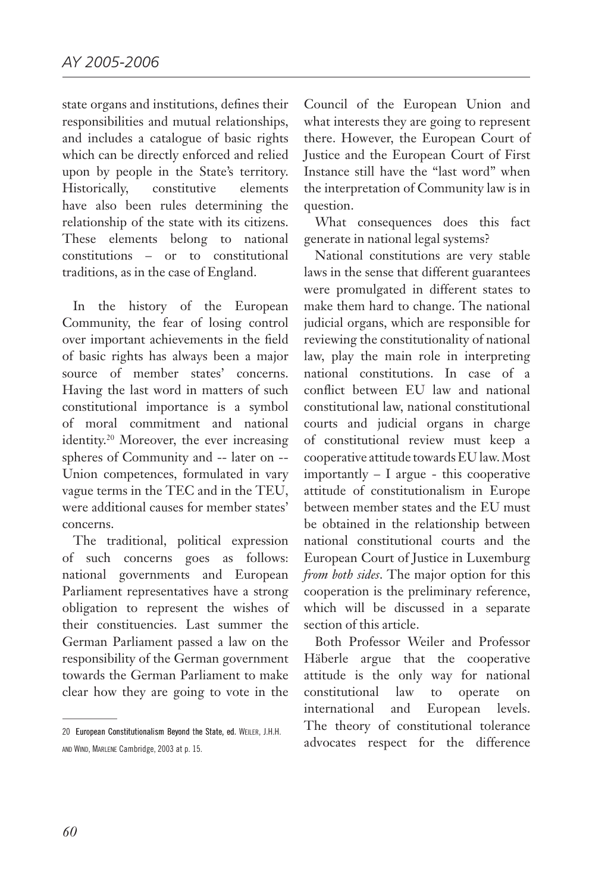state organs and institutions, defines their responsibilities and mutual relationships, and includes a catalogue of basic rights which can be directly enforced and relied upon by people in the State's territory. Historically, constitutive elements have also been rules determining the relationship of the state with its citizens. These elements belong to national constitutions – or to constitutional traditions, as in the case of England.

In the history of the European Community, the fear of losing control over important achievements in the field of basic rights has always been a major source of member states' concerns. Having the last word in matters of such constitutional importance is a symbol of moral commitment and national identity.[20] Moreover, the ever increasing spheres of Community and -- later on -- Union competences, formulated in vary vague terms in the TEC and in the TEU, were additional causes for member states' concerns.

The traditional, political expression of such concerns goes as follows: national governments and European Parliament representatives have a strong obligation to represent the wishes of their constituencies. Last summer the German Parliament passed a law on the responsibility of the German government towards the German Parliament to make clear how they are going to vote in the Council of the European Union and what interests they are going to represent there. However, the European Court of Justice and the European Court of First Instance still have the "last word" when the interpretation of Community law is in question.

What consequences does this fact generate in national legal systems?

National constitutions are very stable laws in the sense that different guarantees were promulgated in different states to make them hard to change. The national judicial organs, which are responsible for reviewing the constitutionality of national law, play the main role in interpreting national constitutions. In case of a conflict between EU law and national constitutional law, national constitutional courts and judicial organs in charge of constitutional review must keep a cooperative attitude towards EU law. Most importantly – I argue - this cooperative attitude of constitutionalism in Europe between member states and the EU must be obtained in the relationship between national constitutional courts and the European Court of Justice in Luxemburg *from both sides*. The major option for this cooperation is the preliminary reference, which will be discussed in a separate section of this article.

Both Professor Weiler and Professor Häberle argue that the cooperative attitude is the only way for national constitutional law to operate on international and European levels. The theory of constitutional tolerance advocates respect for the difference

---

20 **European Constitutionalism Beyond the State, ed.** WEILER, J.H.H. AND WIND, MARLENE Cambridge, 2003 at p. 15.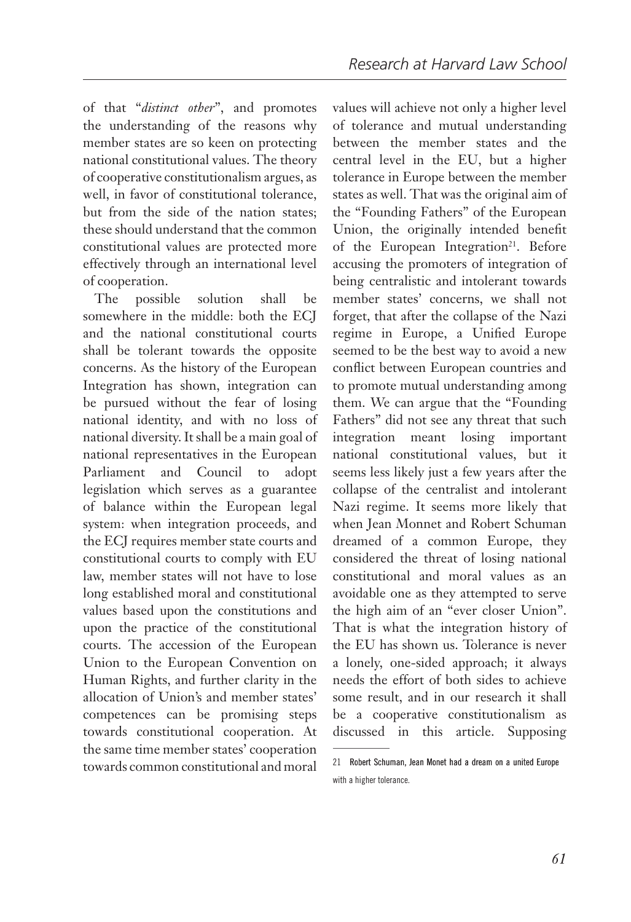of that "*distinct other*", and promotes the understanding of the reasons why member states are so keen on protecting national constitutional values. The theory of cooperative constitutionalism argues, as well, in favor of constitutional tolerance, but from the side of the nation states; these should understand that the common constitutional values are protected more effectively through an international level of cooperation.

The possible solution shall be somewhere in the middle: both the ECJ and the national constitutional courts shall be tolerant towards the opposite concerns. As the history of the European Integration has shown, integration can be pursued without the fear of losing national identity, and with no loss of national diversity. It shall be a main goal of national representatives in the European Parliament and Council to adopt legislation which serves as a guarantee of balance within the European legal system: when integration proceeds, and the ECJ requires member state courts and constitutional courts to comply with EU law, member states will not have to lose long established moral and constitutional values based upon the constitutions and upon the practice of the constitutional courts. The accession of the European Union to the European Convention on Human Rights, and further clarity in the allocation of Union's and member states' competences can be promising steps towards constitutional cooperation. At the same time member states' cooperation towards common constitutional and moral values will achieve not only a higher level of tolerance and mutual understanding between the member states and the central level in the EU, but a higher tolerance in Europe between the member states as well. That was the original aim of the "Founding Fathers" of the European Union, the originally intended benefit of the European Integration[21]. Before accusing the promoters of integration of being centralistic and intolerant towards member states' concerns, we shall not forget, that after the collapse of the Nazi regime in Europe, a Unified Europe seemed to be the best way to avoid a new conflict between European countries and to promote mutual understanding among them. We can argue that the "Founding Fathers" did not see any threat that such integration meant losing important national constitutional values, but it seems less likely just a few years after the collapse of the centralist and intolerant Nazi regime. It seems more likely that when Jean Monnet and Robert Schuman dreamed of a common Europe, they considered the threat of losing national constitutional and moral values as an avoidable one as they attempted to serve the high aim of an "ever closer Union". That is what the integration history of the EU has shown us. Tolerance is never a lonely, one-sided approach; it always needs the effort of both sides to achieve some result, and in our research it shall be a cooperative constitutionalism as discussed in this article. Supposing

---

21 Robert Schuman, Jean Monet had a dream on a united Europe with a higher tolerance.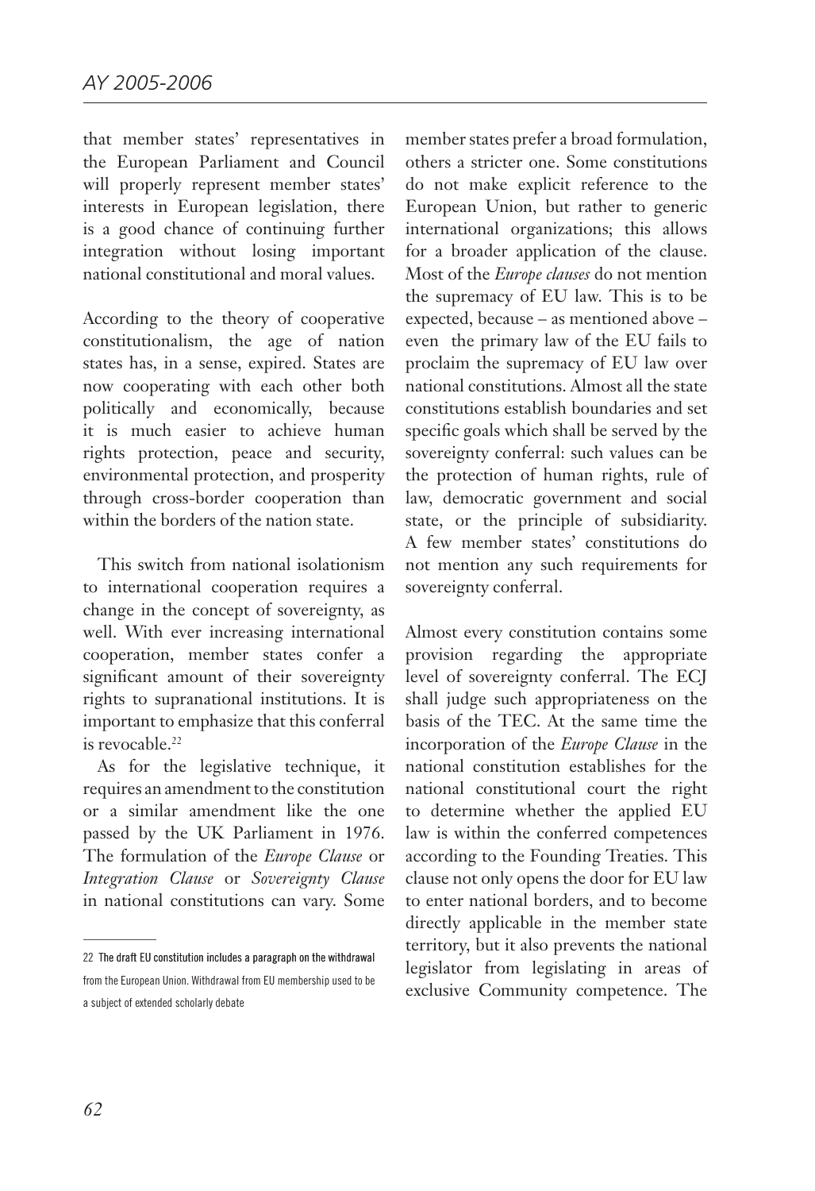that member states' representatives in the European Parliament and Council will properly represent member states' interests in European legislation, there is a good chance of continuing further integration without losing important national constitutional and moral values.

According to the theory of cooperative constitutionalism, the age of nation states has, in a sense, expired. States are now cooperating with each other both politically and economically, because it is much easier to achieve human rights protection, peace and security, environmental protection, and prosperity through cross-border cooperation than within the borders of the nation state.

This switch from national isolationism to international cooperation requires a change in the concept of sovereignty, as well. With ever increasing international cooperation, member states confer a significant amount of their sovereignty rights to supranational institutions. It is important to emphasize that this conferral is revocable.[22]

As for the legislative technique, it requires an amendment to the constitution or a similar amendment like the one passed by the UK Parliament in 1976. The formulation of the *Europe Clause* or *Integration Clause* or *Sovereignty Clause* in national constitutions can vary. Some member states prefer a broad formulation, others a stricter one. Some constitutions do not make explicit reference to the European Union, but rather to generic international organizations; this allows for a broader application of the clause. Most of the *Europe clauses* do not mention the supremacy of EU law. This is to be expected, because – as mentioned above – even the primary law of the EU fails to proclaim the supremacy of EU law over national constitutions. Almost all the state constitutions establish boundaries and set specific goals which shall be served by the sovereignty conferral: such values can be the protection of human rights, rule of law, democratic government and social state, or the principle of subsidiarity. A few member states' constitutions do not mention any such requirements for sovereignty conferral.

Almost every constitution contains some provision regarding the appropriate level of sovereignty conferral. The ECJ shall judge such appropriateness on the basis of the TEC. At the same time the incorporation of the *Europe Clause* in the national constitution establishes for the national constitutional court the right to determine whether the applied EU law is within the conferred competences according to the Founding Treaties. This clause not only opens the door for EU law to enter national borders, and to become directly applicable in the member state territory, but it also prevents the national legislator from legislating in areas of exclusive Community competence. The

---

22 The draft EU constitution includes a paragraph on the withdrawal from the European Union. Withdrawal from EU membership used to be a subject of extended scholarly debate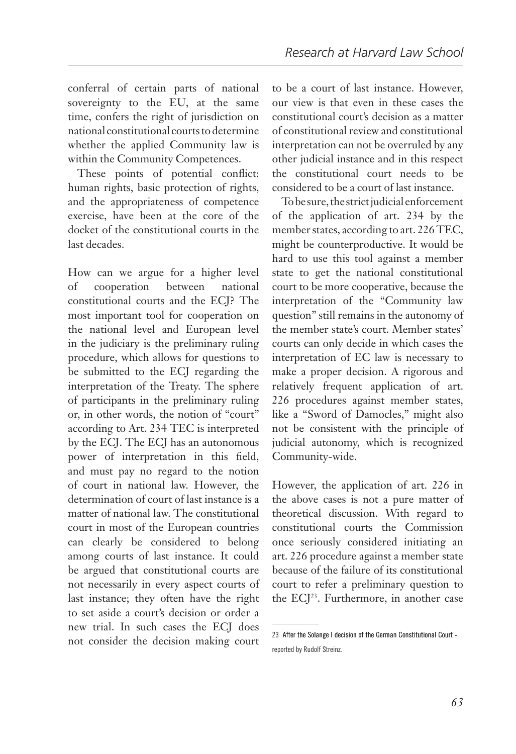conferral of certain parts of national sovereignty to the EU, at the same time, confers the right of jurisdiction on national constitutional courts to determine whether the applied Community law is within the Community Competences.

These points of potential conflict: human rights, basic protection of rights, and the appropriateness of competence exercise, have been at the core of the docket of the constitutional courts in the last decades.

How can we argue for a higher level of cooperation between national constitutional courts and the ECJ? The most important tool for cooperation on the national level and European level in the judiciary is the preliminary ruling procedure, which allows for questions to be submitted to the ECJ regarding the interpretation of the Treaty. The sphere of participants in the preliminary ruling or, in other words, the notion of "court" according to Art. 234 TEC is interpreted by the ECJ. The ECJ has an autonomous power of interpretation in this field, and must pay no regard to the notion of court in national law. However, the determination of court of last instance is a matter of national law. The constitutional court in most of the European countries can clearly be considered to belong among courts of last instance. It could be argued that constitutional courts are not necessarily in every aspect courts of last instance; they often have the right to set aside a court's decision or order a new trial. In such cases the ECJ does not consider the decision making court to be a court of last instance. However, our view is that even in these cases the constitutional court's decision as a matter of constitutional review and constitutional interpretation can not be overruled by any other judicial instance and in this respect the constitutional court needs to be considered to be a court of last instance.

To be sure, the strict judicial enforcement of the application of art. 234 by the member states, according to art. 226 TEC, might be counterproductive. It would be hard to use this tool against a member state to get the national constitutional court to be more cooperative, because the interpretation of the "Community law question" still remains in the autonomy of the member state's court. Member states' courts can only decide in which cases the interpretation of EC law is necessary to make a proper decision. A rigorous and relatively frequent application of art. 226 procedures against member states, like a "Sword of Damocles," might also not be consistent with the principle of judicial autonomy, which is recognized Community-wide.

However, the application of art. 226 in the above cases is not a pure matter of theoretical discussion. With regard to constitutional courts the Commission once seriously considered initiating an art. 226 procedure against a member state because of the failure of its constitutional court to refer a preliminary question to the ECJ[23]. Furthermore, in another case

---

23 After the Solange I decision of the German Constitutional Court - reported by Rudolf Streinz.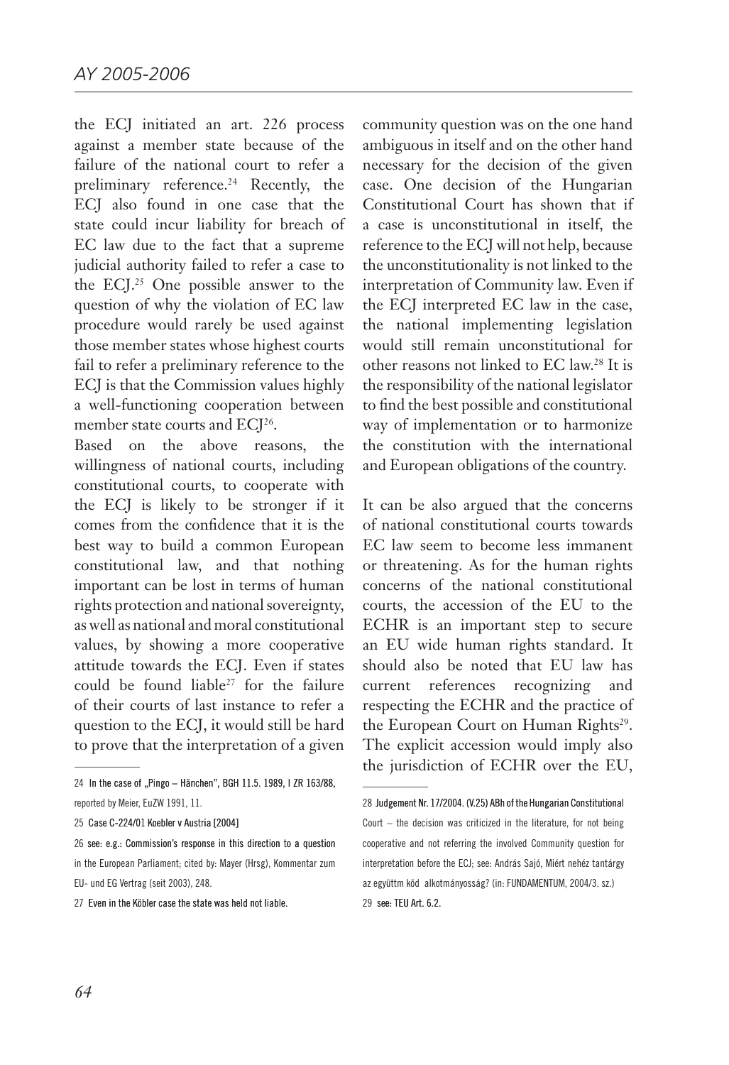the ECJ initiated an art. 226 process against a member state because of the failure of the national court to refer a preliminary reference.[24] Recently, the ECJ also found in one case that the state could incur liability for breach of EC law due to the fact that a supreme judicial authority failed to refer a case to the ECJ.[25] One possible answer to the question of why the violation of EC law procedure would rarely be used against those member states whose highest courts fail to refer a preliminary reference to the ECJ is that the Commission values highly a well-functioning cooperation between member state courts and ECJ[26].

Based on the above reasons, the willingness of national courts, including constitutional courts, to cooperate with the ECJ is likely to be stronger if it comes from the confidence that it is the best way to build a common European constitutional law, and that nothing important can be lost in terms of human rights protection and national sovereignty, as well as national and moral constitutional values, by showing a more cooperative attitude towards the ECJ. Even if states could be found liable[27] for the failure of their courts of last instance to refer a question to the ECJ, it would still be hard to prove that the interpretation of a given community question was on the one hand ambiguous in itself and on the other hand necessary for the decision of the given case. One decision of the Hungarian Constitutional Court has shown that if a case is unconstitutional in itself, the reference to the ECJ will not help, because the unconstitutionality is not linked to the interpretation of Community law. Even if the ECJ interpreted EC law in the case, the national implementing legislation would still remain unconstitutional for other reasons not linked to EC law.[28] It is the responsibility of the national legislator to find the best possible and constitutional way of implementation or to harmonize the constitution with the international and European obligations of the country.

It can be also argued that the concerns of national constitutional courts towards EC law seem to become less immanent or threatening. As for the human rights concerns of the national constitutional courts, the accession of the EU to the ECHR is an important step to secure an EU wide human rights standard. It should also be noted that EU law has current references recognizing and respecting the ECHR and the practice of the European Court on Human Rights[29]. The explicit accession would imply also the jurisdiction of ECHR over the EU,

---

24 In the case of „Pingo – Hänchen", BGH 11.5. 1989, I ZR 163/88, reported by Meier, EuZW 1991, 11.

25 Case C-224/01 Koebler v Austria [2004]

26 see: e.g.: Commission's response in this direction to a question in the European Parliament; cited by: Mayer (Hrsg), Kommentar zum EU- und EG Vertrag (seit 2003), 248.

27 Even in the Köbler case the state was held not liable.

28 Judgement Nr. 17/2004. (V.25) ABh of the Hungarian Constitutional Court – the decision was criticized in the literature, for not being cooperative and not referring the involved Community question for interpretation before the ECJ; see: András Sajó, Miért nehéz tantárgy az együttm köd alkotmányosság? (in: FUNDAMENTUM, 2004/3. sz.)

29 see: TEU Art. 6.2.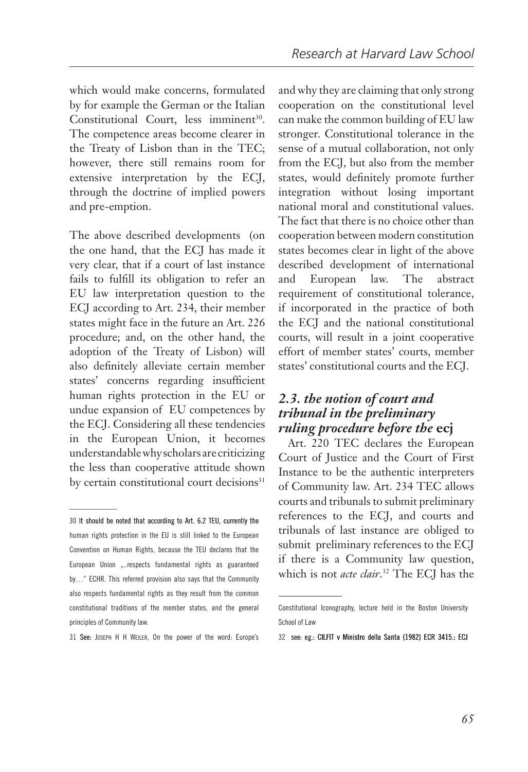which would make concerns, formulated by for example the German or the Italian Constitutional Court, less imminent[30]. The competence areas become clearer in the Treaty of Lisbon than in the TEC; however, there still remains room for extensive interpretation by the ECJ, through the doctrine of implied powers and pre-emption.

The above described developments (on the one hand, that the ECJ has made it very clear, that if a court of last instance fails to fulfill its obligation to refer an EU law interpretation question to the ECJ according to Art. 234, their member states might face in the future an Art. 226 procedure; and, on the other hand, the adoption of the Treaty of Lisbon) will also definitely alleviate certain member states' concerns regarding insufficient human rights protection in the EU or undue expansion of EU competences by the ECJ. Considering all these tendencies in the European Union, it becomes understandable why scholars are criticizing the less than cooperative attitude shown by certain constitutional court decisions[31] and why they are claiming that only strong cooperation on the constitutional level can make the common building of EU law stronger. Constitutional tolerance in the sense of a mutual collaboration, not only from the ECJ, but also from the member states, would definitely promote further integration without losing important national moral and constitutional values. The fact that there is no choice other than cooperation between modern constitution states becomes clear in light of the above described development of international and European law. The abstract requirement of constitutional tolerance, if incorporated in the practice of both the ECJ and the national constitutional courts, will result in a joint cooperative effort of member states' courts, member states' constitutional courts and the ECJ.

### *2.3. the notion of court and tribunal in the preliminary ruling procedure before the* ecj

Art. 220 TEC declares the European Court of Justice and the Court of First Instance to be the authentic interpreters of Community law. Art. 234 TEC allows courts and tribunals to submit preliminary references to the ECJ, and courts and tribunals of last instance are obliged to submit preliminary references to the ECJ if there is a Community law question, which is not *acte clair*.[32] The ECJ has the

---

30 It should be noted that according to Art. 6.2 TEU, currently the human rights protection in the EU is still linked to the European Convention on Human Rights, because the TEU declares that the European Union „..respects fundamental rights as guaranteed by…" ECHR. This referred provision also says that the Community also respects fundamental rights as they result from the common constitutional traditions of the member states, and the general principles of Community law.

31 See: Joseph H H Weiler, On the power of the word: Europe's Constitutional Iconography, lecture held in the Boston University School of Law

32 see: eg.: CILFIT v Ministro della Santa (1982) ECR 3415.: ECJ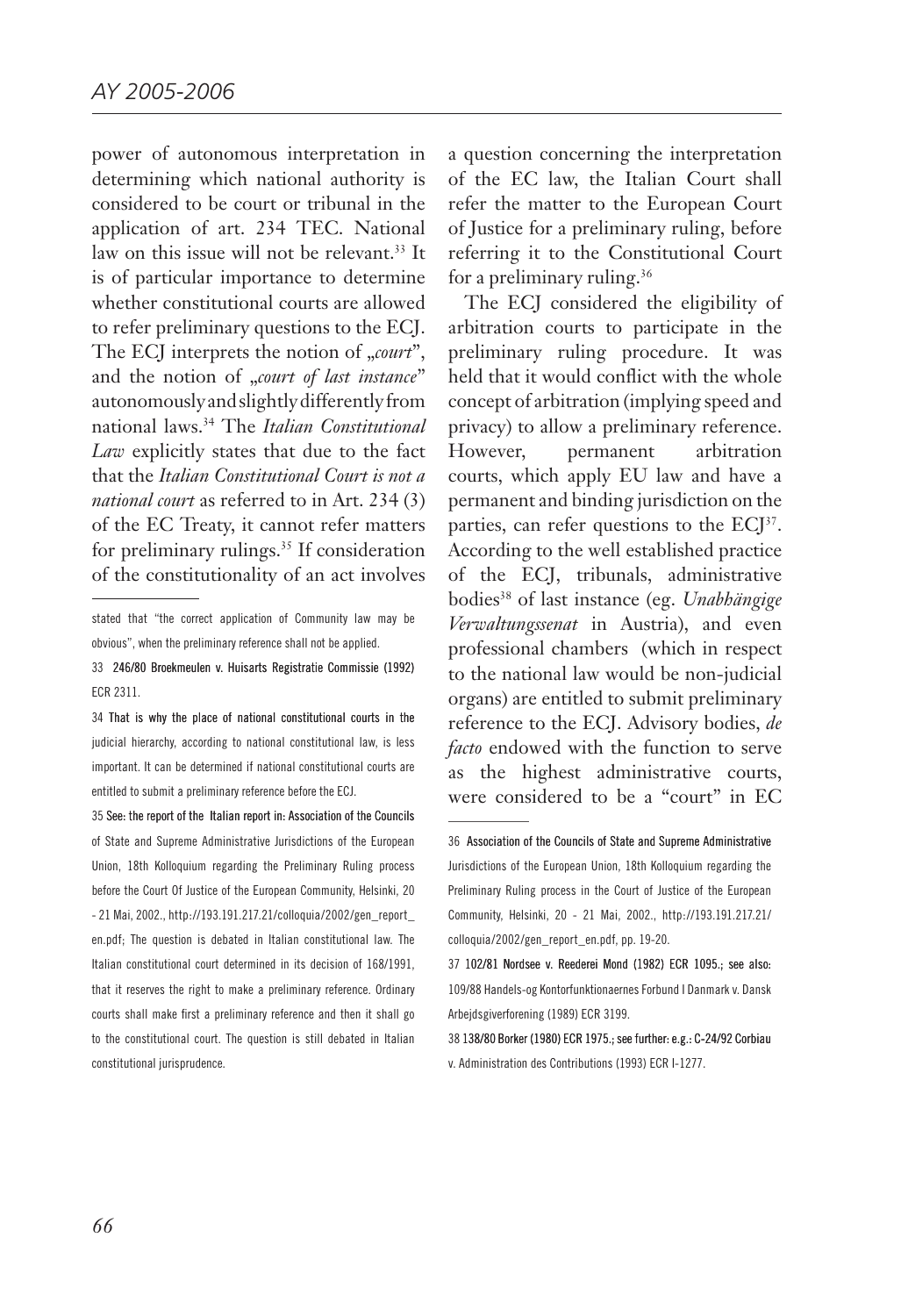power of autonomous interpretation in determining which national authority is considered to be court or tribunal in the application of art. 234 TEC. National law on this issue will not be relevant.[33] It is of particular importance to determine whether constitutional courts are allowed to refer preliminary questions to the ECJ. The ECJ interprets the notion of „*court*", and the notion of „*court of last instance*" autonomously and slightly differently from national laws.[34] The *Italian Constitutional Law* explicitly states that due to the fact that the *Italian Constitutional Court is not a national court* as referred to in Art. 234 (3) of the EC Treaty, it cannot refer matters for preliminary rulings.[35] If consideration of the constitutionality of an act involves a question concerning the interpretation of the EC law, the Italian Court shall refer the matter to the European Court of Justice for a preliminary ruling, before referring it to the Constitutional Court for a preliminary ruling.[36]

The ECJ considered the eligibility of arbitration courts to participate in the preliminary ruling procedure. It was held that it would conflict with the whole concept of arbitration (implying speed and privacy) to allow a preliminary reference. However, permanent arbitration courts, which apply EU law and have a permanent and binding jurisdiction on the parties, can refer questions to the ECJ[37]. According to the well established practice of the ECJ, tribunals, administrative bodies[38] of last instance (eg. *Unabhängige Verwaltungssenat* in Austria), and even professional chambers (which in respect to the national law would be non-judicial organs) are entitled to submit preliminary reference to the ECJ. Advisory bodies, *de facto* endowed with the function to serve as the highest administrative courts, were considered to be a "court" in EC

---

stated that "the correct application of Community law may be obvious", when the preliminary reference shall not be applied.

33 246/80 Broekmeulen v. Huisarts Registratie Commissie (1992) ECR 2311.

34 That is why the place of national constitutional courts in the judicial hierarchy, according to national constitutional law, is less important. It can be determined if national constitutional courts are entitled to submit a preliminary reference before the ECJ.

35 See: the report of the Italian report in: Association of the Councils of State and Supreme Administrative Jurisdictions of the European Union, 18th Kolloquium regarding the Preliminary Ruling process before the Court Of Justice of the European Community, Helsinki, 20 - 21 Mai, 2002., http://193.191.217.21/colloquia/2002/gen_report_en.pdf; The question is debated in Italian constitutional law. The Italian constitutional court determined in its decision of 168/1991, that it reserves the right to make a preliminary reference. Ordinary courts shall make first a preliminary reference and then it shall go to the constitutional court. The question is still debated in Italian constitutional jurisprudence.

36 Association of the Councils of State and Supreme Administrative Jurisdictions of the European Union, 18th Kolloquium regarding the Preliminary Ruling process in the Court of Justice of the European Community, Helsinki, 20 - 21 Mai, 2002., http://193.191.217.21/colloquia/2002/gen_report_en.pdf, pp. 19-20.

37 102/81 Nordsee v. Reederei Mond (1982) ECR 1095.; see also: 109/88 Handels-og Kontorfunktionaernes Forbund I Danmark v. Dansk Arbejdsgiverforening (1989) ECR 3199.

38 138/80 Borker (1980) ECR 1975.; see further: e.g.: C-24/92 Corbiau v. Administration des Contributions (1993) ECR I-1277.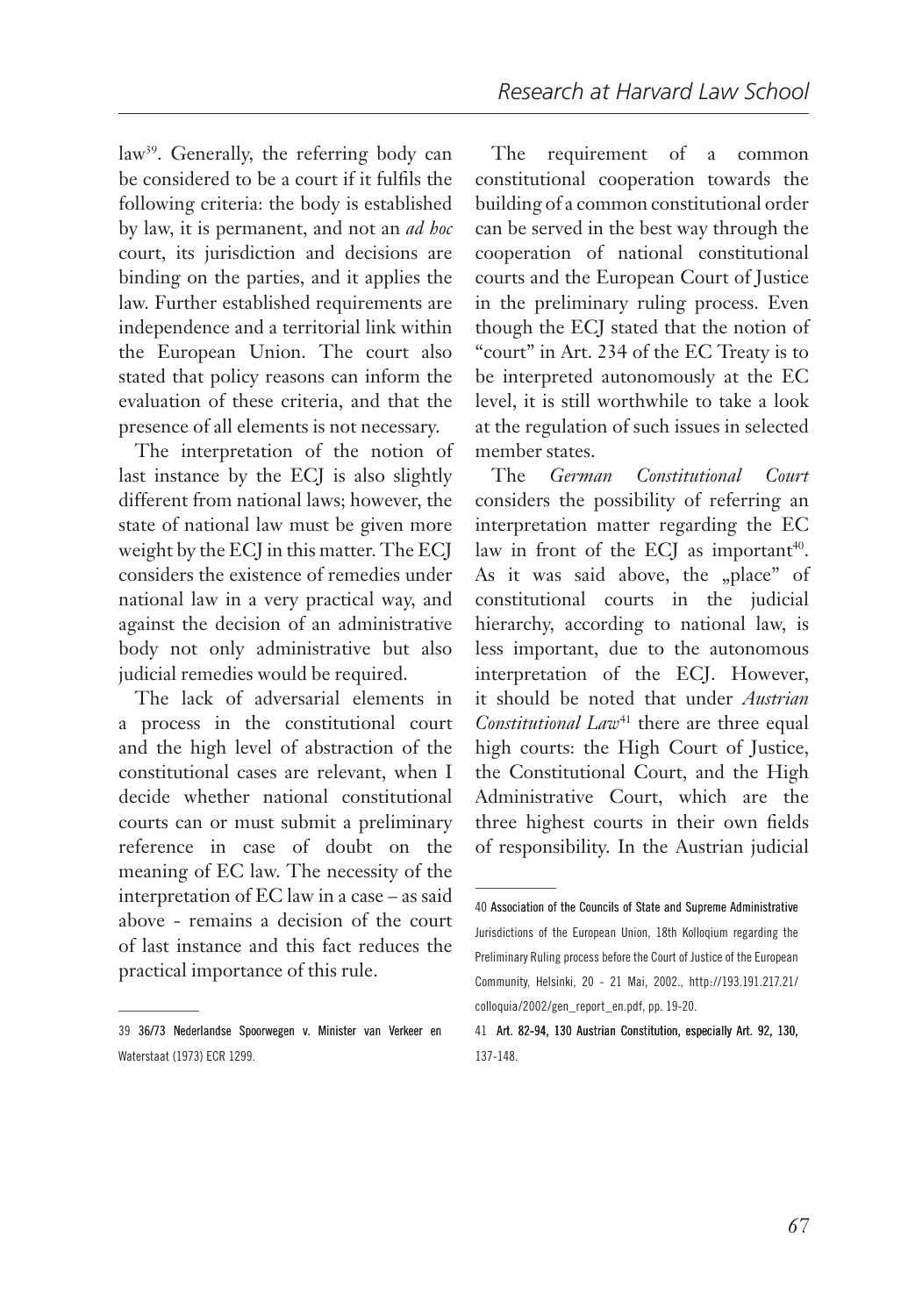law[39]. Generally, the referring body can be considered to be a court if it fulfils the following criteria: the body is established by law, it is permanent, and not an *ad hoc* court, its jurisdiction and decisions are binding on the parties, and it applies the law. Further established requirements are independence and a territorial link within the European Union. The court also stated that policy reasons can inform the evaluation of these criteria, and that the presence of all elements is not necessary.

The interpretation of the notion of last instance by the ECJ is also slightly different from national laws; however, the state of national law must be given more weight by the ECJ in this matter. The ECJ considers the existence of remedies under national law in a very practical way, and against the decision of an administrative body not only administrative but also judicial remedies would be required.

The lack of adversarial elements in a process in the constitutional court and the high level of abstraction of the constitutional cases are relevant, when I decide whether national constitutional courts can or must submit a preliminary reference in case of doubt on the meaning of EC law. The necessity of the interpretation of EC law in a case – as said above - remains a decision of the court of last instance and this fact reduces the practical importance of this rule.

The requirement of a common constitutional cooperation towards the building of a common constitutional order can be served in the best way through the cooperation of national constitutional courts and the European Court of Justice in the preliminary ruling process. Even though the ECJ stated that the notion of "court" in Art. 234 of the EC Treaty is to be interpreted autonomously at the EC level, it is still worthwhile to take a look at the regulation of such issues in selected member states.

The *German Constitutional Court* considers the possibility of referring an interpretation matter regarding the EC law in front of the ECJ as important[40]. As it was said above, the „place" of constitutional courts in the judicial hierarchy, according to national law, is less important, due to the autonomous interpretation of the ECJ. However, it should be noted that under *Austrian Constitutional Law*[41] there are three equal high courts: the High Court of Justice, the Constitutional Court, and the High Administrative Court, which are the three highest courts in their own fields of responsibility. In the Austrian judicial

---

39 36/73 Nederlandse Spoorwegen v. Minister van Verkeer en Waterstaat (1973) ECR 1299.

40 Association of the Councils of State and Supreme Administrative Jurisdictions of the European Union, 18th Kolloqium regarding the Preliminary Ruling process before the Court of Justice of the European Community, Helsinki, 20 - 21 Mai, 2002., http://193.191.217.21/colloquia/2002/gen_report_en.pdf, pp. 19-20.

41 Art. 82-94, 130 Austrian Constitution, especially Art. 92, 130, 137-148.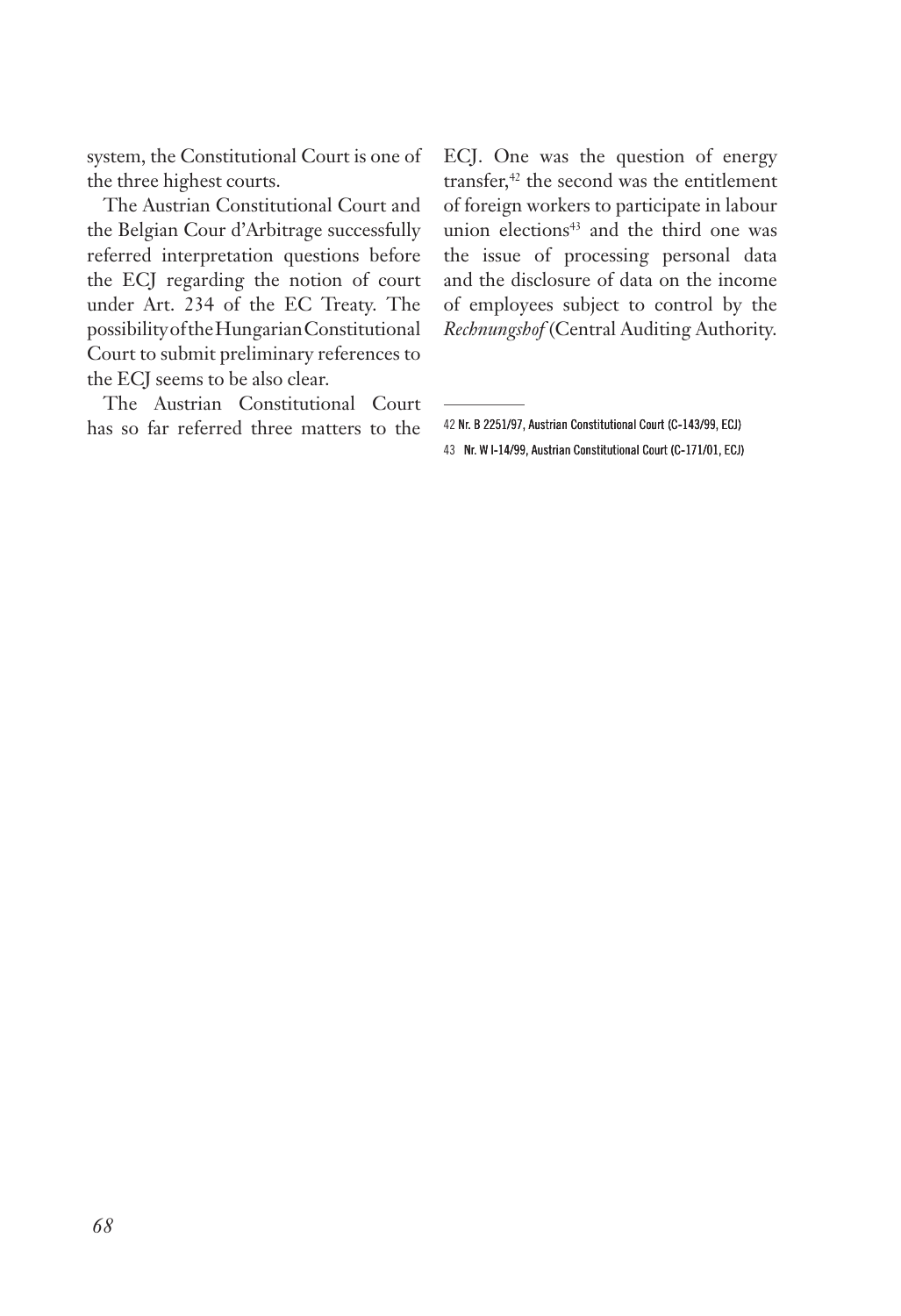system, the Constitutional Court is one of the three highest courts.

The Austrian Constitutional Court and the Belgian Cour d'Arbitrage successfully referred interpretation questions before the ECJ regarding the notion of court under Art. 234 of the EC Treaty. The possibility of the Hungarian Constitutional Court to submit preliminary references to the ECJ seems to be also clear.

The Austrian Constitutional Court has so far referred three matters to the ECJ. One was the question of energy transfer,[42] the second was the entitlement of foreign workers to participate in labour union elections[43] and the third one was the issue of processing personal data and the disclosure of data on the income of employees subject to control by the *Rechnungshof* (Central Auditing Authority.

---

42 Nr. B 2251/97, Austrian Constitutional Court (C-143/99, ECJ)

43 Nr. W I-14/99, Austrian Constitutional Court (C-171/01, ECJ)